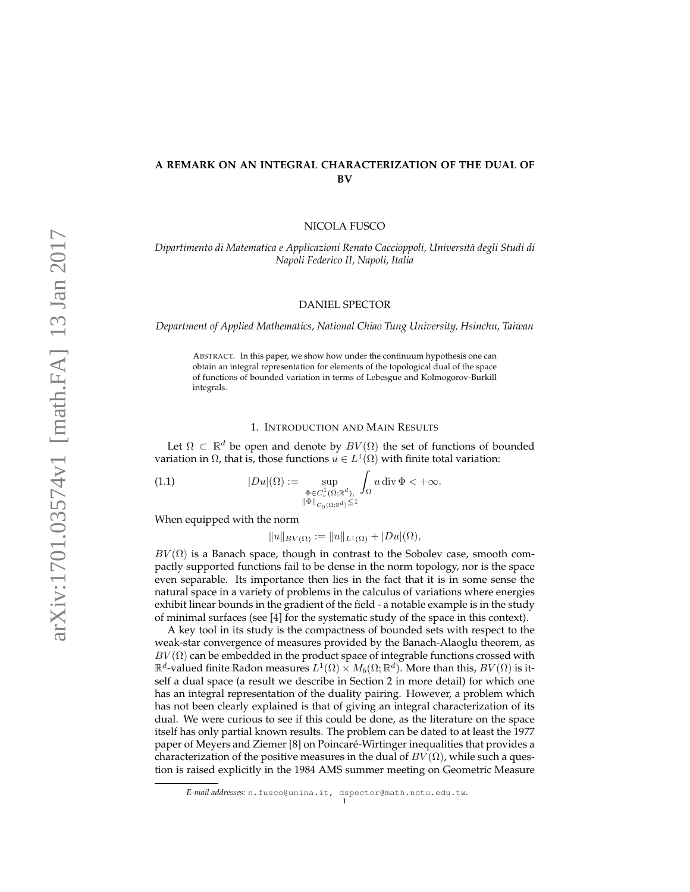# A REMARK ON AN INTEGRAL CHARACTERIZATION OF THE DUAL OF BV

NICOLA FUSCO

*Dipartimento di Matematica e Applicazioni Renato Caccioppoli, Università degli Studi di Napoli Federico II, Napoli, Italia*

DANIEL SPECTOR

*Department of Applied Mathematics, National Chiao Tung University, Hsinchu, Taiwan*

ABSTRACT. In this paper, we show how under the continuum hypothesis one can obtain an integral representation for elements of the topological dual of the space of functions of bounded variation in terms of Lebesgue and Kolmogorov-Burkill integrals.

## 1. Introduction and Main Results

Let $\Omega \subset \mathbb{R}^d$ be open and denote by $BV(\Omega)$ the set of functions of bounded variation in $\Omega$, that is, those functions $u \in L^1(\Omega)$ with finite total variation:

$$|Du|(\Omega) := \sup_{\substack{\Phi \in C_c^1(\Omega;\mathbb{R}^d), \\ \|\Phi\|_{C_0(\Omega;\mathbb{R}^d)} \leq 1}} \int_\Omega u \operatorname{div} \Phi < +\infty. \tag{1.1}$$

When equipped with the norm

$$\|u\|_{BV(\Omega)} := \|u\|_{L^1(\Omega)} + |Du|(\Omega),$$

$BV(\Omega)$ is a Banach space, though in contrast to the Sobolev case, smooth compactly supported functions fail to be dense in the norm topology, nor is the space even separable. Its importance then lies in the fact that it is in some sense the natural space in a variety of problems in the calculus of variations where energies exhibit linear bounds in the gradient of the field - a notable example is in the study of minimal surfaces (see [4] for the systematic study of the space in this context).

A key tool in its study is the compactness of bounded sets with respect to the weak-star convergence of measures provided by the Banach-Alaoglu theorem, as $BV(\Omega)$ can be embedded in the product space of integrable functions crossed with $\mathbb{R}^d$-valued finite Radon measures $L^1(\Omega) \times M_b(\Omega;\mathbb{R}^d)$. More than this, $BV(\Omega)$ is itself a dual space (a result we describe in Section 2 in more detail) for which one has an integral representation of the duality pairing. However, a problem which has not been clearly explained is that of giving an integral characterization of its dual. We were curious to see if this could be done, as the literature on the space itself has only partial known results. The problem can be dated to at least the 1977 paper of Meyers and Ziemer [8] on Poincaré-Wirtinger inequalities that provides a characterization of the positive measures in the dual of $BV(\Omega)$, while such a question is raised explicitly in the 1984 AMS summer meeting on Geometric Measure

*E-mail addresses*: n.fusco@unina.it, dspector@math.nctu.edu.tw.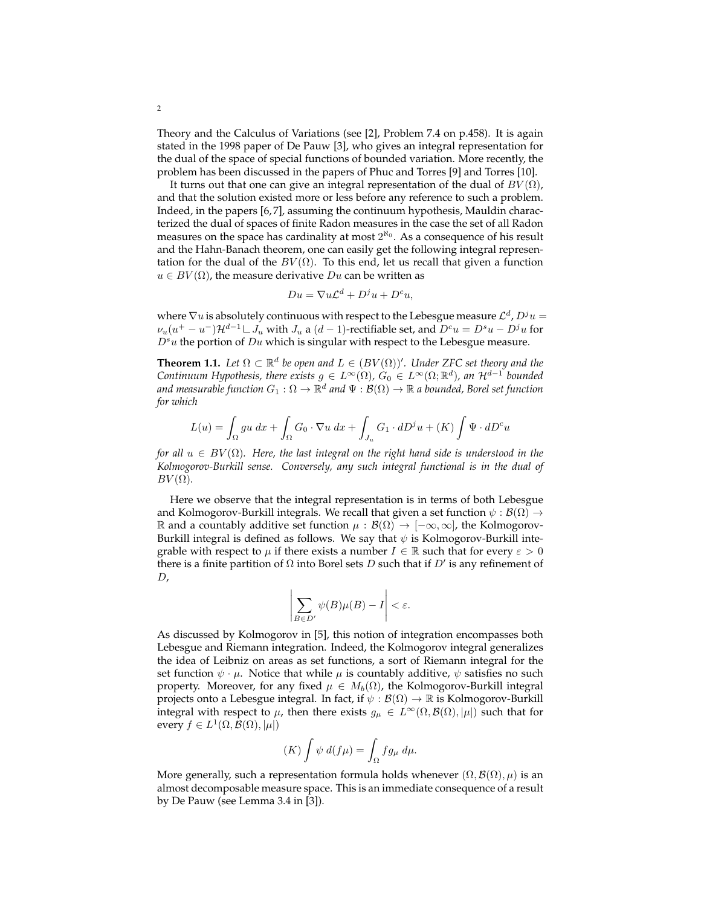Theory and the Calculus of Variations (see [2], Problem 7.4 on p.458). It is again stated in the 1998 paper of De Pauw [3], who gives an integral representation for the dual of the space of special functions of bounded variation. More recently, the problem has been discussed in the papers of Phuc and Torres [9] and Torres [10].

It turns out that one can give an integral representation of the dual of $BV(\Omega)$, and that the solution existed more or less before any reference to such a problem. Indeed, in the papers [6,7], assuming the continuum hypothesis, Mauldin characterized the dual of spaces of finite Radon measures in the case the set of all Radon measures on the space has cardinality at most $2^{\aleph_0}$. As a consequence of his result and the Hahn-Banach theorem, one can easily get the following integral representation for the dual of the $BV(\Omega)$. To this end, let us recall that given a function $u \in BV(\Omega)$, the measure derivative $Du$ can be written as

$$Du = \nabla u \mathcal{L}^d + D^j u + D^c u,$$

where $\nabla u$ is absolutely continuous with respect to the Lebesgue measure $\mathcal{L}^d$, $D^j u = \nu_u(u^+ - u^-)\mathcal{H}^{d-1} \llcorner J_u$ with $J_u$ a $(d-1)$-rectifiable set, and $D^c u = D^s u - D^j u$ for $D^s u$ the portion of $Du$ which is singular with respect to the Lebesgue measure.

**Theorem 1.1.** *Let $\Omega \subset \mathbb{R}^d$ be open and $L \in (BV(\Omega))'$. Under ZFC set theory and the Continuum Hypothesis, there exists $g \in L^\infty(\Omega)$, $G_0 \in L^\infty(\Omega; \mathbb{R}^d)$, an $\mathcal{H}^{d-1}$ bounded and measurable function $G_1 : \Omega \to \mathbb{R}^d$ and $\Psi : \mathcal{B}(\Omega) \to \mathbb{R}$ a bounded, Borel set function for which*

$$L(u) = \int_\Omega gu \; dx + \int_\Omega G_0 \cdot \nabla u \; dx + \int_{J_u} G_1 \cdot dD^j u + (K) \int \Psi \cdot dD^c u$$

*for all $u \in BV(\Omega)$. Here, the last integral on the right hand side is understood in the Kolmogorov-Burkill sense. Conversely, any such integral functional is in the dual of $BV(\Omega)$.*

Here we observe that the integral representation is in terms of both Lebesgue and Kolmogorov-Burkill integrals. We recall that given a set function $\psi : \mathcal{B}(\Omega) \to \mathbb{R}$ and a countably additive set function $\mu : \mathcal{B}(\Omega) \to [-\infty, \infty]$, the Kolmogorov-Burkill integral is defined as follows. We say that $\psi$ is Kolmogorov-Burkill integrable with respect to $\mu$ if there exists a number $I \in \mathbb{R}$ such that for every $\varepsilon > 0$ there is a finite partition of $\Omega$ into Borel sets $D$ such that if $D'$ is any refinement of $D$,

$$\left| \sum_{B \in D'} \psi(B)\mu(B) - I \right| < \varepsilon.$$

As discussed by Kolmogorov in [5], this notion of integration encompasses both Lebesgue and Riemann integration. Indeed, the Kolmogorov integral generalizes the idea of Leibniz on areas as set functions, a sort of Riemann integral for the set function $\psi \cdot \mu$. Notice that while $\mu$ is countably additive, $\psi$ satisfies no such property. Moreover, for any fixed $\mu \in M_b(\Omega)$, the Kolmogorov-Burkill integral projects onto a Lebesgue integral. In fact, if $\psi : \mathcal{B}(\Omega) \to \mathbb{R}$ is Kolmogorov-Burkill integral with respect to $\mu$, then there exists $g_\mu \in L^\infty(\Omega, \mathcal{B}(\Omega), |\mu|)$ such that for every $f \in L^1(\Omega, \mathcal{B}(\Omega), |\mu|)$

$$(K) \int \psi \; d(f\mu) = \int_\Omega f g_\mu \; d\mu.$$

More generally, such a representation formula holds whenever $(\Omega, \mathcal{B}(\Omega), \mu)$ is an almost decomposable measure space. This is an immediate consequence of a result by De Pauw (see Lemma 3.4 in [3]).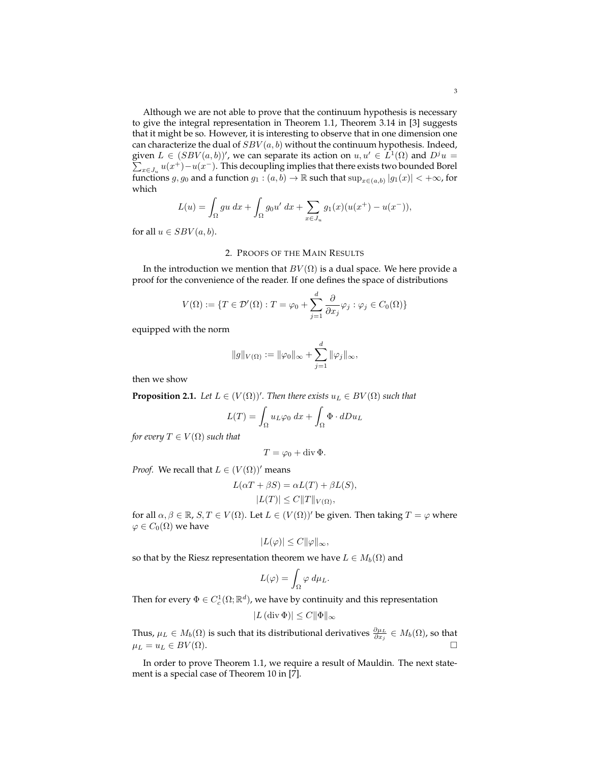Although we are not able to prove that the continuum hypothesis is necessary to give the integral representation in Theorem 1.1, Theorem 3.14 in [3] suggests that it might be so. However, it is interesting to observe that in one dimension one can characterize the dual of $SBV(a,b)$ without the continuum hypothesis. Indeed, given $L \in (SBV(a,b))'$, we can separate its action on $u, u' \in L^1(\Omega)$ and $D^j u = \sum_{x \in J_u} u(x^+) - u(x^-)$. This decoupling implies that there exists two bounded Borel functions $g, g_0$ and a function $g_1 : (a,b) \to \mathbb{R}$ such that $\sup_{x \in (a,b)} |g_1(x)| < +\infty$, for which

$$L(u) = \int_\Omega gu \; dx + \int_\Omega g_0 u' \; dx + \sum_{x \in J_u} g_1(x)(u(x^+) - u(x^-)),$$

for all $u \in SBV(a,b)$.

## 2. Proofs of the Main Results

In the introduction we mention that $BV(\Omega)$ is a dual space. We here provide a proof for the convenience of the reader. If one defines the space of distributions

$$V(\Omega) := \{T \in \mathcal{D}'(\Omega) : T = \varphi_0 + \sum_{j=1}^{d} \frac{\partial}{\partial x_j} \varphi_j : \varphi_j \in C_0(\Omega)\}$$

equipped with the norm

$$\|g\|_{V(\Omega)} := \|\varphi_0\|_\infty + \sum_{j=1}^{d} \|\varphi_j\|_\infty,$$

then we show

**Proposition 2.1.** *Let $L \in (V(\Omega))'$. Then there exists $u_L \in BV(\Omega)$ such that*

$$L(T) = \int_\Omega u_L \varphi_0 \; dx + \int_\Omega \Phi \cdot dDu_L$$

*for every $T \in V(\Omega)$ such that*

$$T = \varphi_0 + \operatorname{div} \Phi.$$

*Proof.* We recall that $L \in (V(\Omega))'$ means

$$L(\alpha T + \beta S) = \alpha L(T) + \beta L(S),$$
$$|L(T)| \leq C \|T\|_{V(\Omega)},$$

for all $\alpha, \beta \in \mathbb{R}$, $S, T \in V(\Omega)$. Let $L \in (V(\Omega))'$ be given. Then taking $T = \varphi$ where $\varphi \in C_0(\Omega)$ we have

$$|L(\varphi)| \leq C \|\varphi\|_\infty,$$

so that by the Riesz representation theorem we have $L \in M_b(\Omega)$ and

$$L(\varphi) = \int_\Omega \varphi \; d\mu_L.$$

Then for every $\Phi \in C_c^1(\Omega; \mathbb{R}^d)$, we have by continuity and this representation

$$|L(\operatorname{div} \Phi)| \leq C \|\Phi\|_\infty$$

Thus, $\mu_L \in M_b(\Omega)$ is such that its distributional derivatives $\frac{\partial \mu_L}{\partial x_j} \in M_b(\Omega)$, so that $\mu_L = u_L \in BV(\Omega)$. $\square$

In order to prove Theorem 1.1, we require a result of Mauldin. The next statement is a special case of Theorem 10 in [7].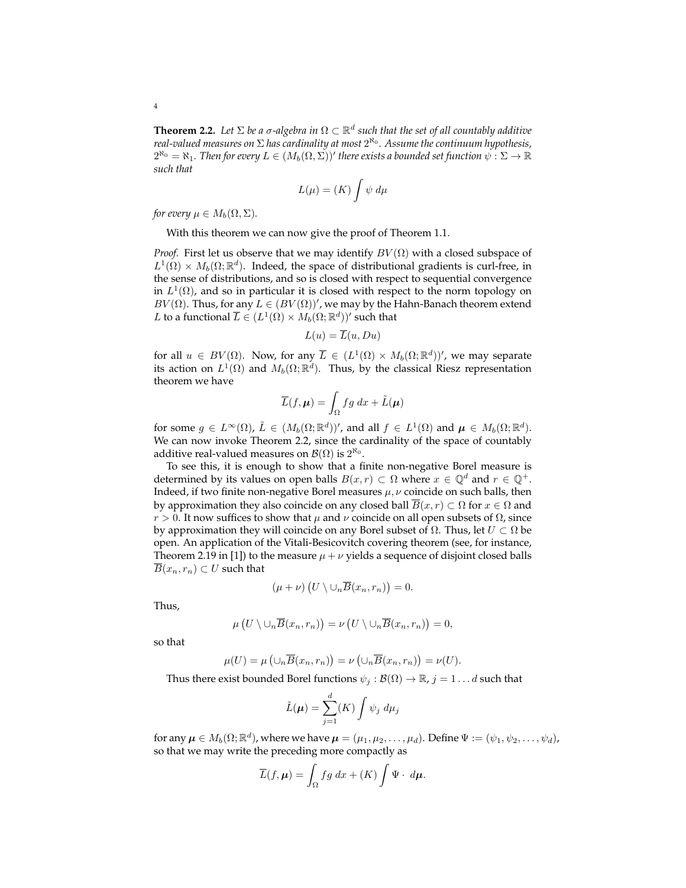**Theorem 2.2.** *Let $\Sigma$ be a $\sigma$-algebra in $\Omega \subset \mathbb{R}^d$ such that the set of all countably additive real-valued measures on $\Sigma$ has cardinality at most $2^{\aleph_0}$. Assume the continuum hypothesis, $2^{\aleph_0} = \aleph_1$. Then for every $L \in (M_b(\Omega, \Sigma))'$ there exists a bounded set function $\psi : \Sigma \to \mathbb{R}$ such that*

$$L(\mu) = (K) \int \psi \, d\mu$$

*for every $\mu \in M_b(\Omega, \Sigma)$.*

With this theorem we can now give the proof of Theorem 1.1.

*Proof.* First let us observe that we may identify $BV(\Omega)$ with a closed subspace of $L^1(\Omega) \times M_b(\Omega; \mathbb{R}^d)$. Indeed, the space of distributional gradients is curl-free, in the sense of distributions, and so is closed with respect to sequential convergence in $L^1(\Omega)$, and so in particular it is closed with respect to the norm topology on $BV(\Omega)$. Thus, for any $L \in (BV(\Omega))'$, we may by the Hahn-Banach theorem extend $L$ to a functional $\overline{L} \in (L^1(\Omega) \times M_b(\Omega; \mathbb{R}^d))'$ such that

$$L(u) = \overline{L}(u, Du)$$

for all $u \in BV(\Omega)$. Now, for any $\overline{L} \in (L^1(\Omega) \times M_b(\Omega; \mathbb{R}^d))'$, we may separate its action on $L^1(\Omega)$ and $M_b(\Omega; \mathbb{R}^d)$. Thus, by the classical Riesz representation theorem we have

$$\overline{L}(f, \boldsymbol{\mu}) = \int_\Omega fg \, dx + \tilde{L}(\boldsymbol{\mu})$$

for some $g \in L^\infty(\Omega)$, $\tilde{L} \in (M_b(\Omega; \mathbb{R}^d))'$, and all $f \in L^1(\Omega)$ and $\boldsymbol{\mu} \in M_b(\Omega; \mathbb{R}^d)$. We can now invoke Theorem 2.2, since the cardinality of the space of countably additive real-valued measures on $\mathcal{B}(\Omega)$ is $2^{\aleph_0}$.

To see this, it is enough to show that a finite non-negative Borel measure is determined by its values on open balls $B(x, r) \subset \Omega$ where $x \in \mathbb{Q}^d$ and $r \in \mathbb{Q}^+$. Indeed, if two finite non-negative Borel measures $\mu, \nu$ coincide on such balls, then by approximation they also coincide on any closed ball $\overline{B}(x, r) \subset \Omega$ for $x \in \Omega$ and $r > 0$. It now suffices to show that $\mu$ and $\nu$ coincide on all open subsets of $\Omega$, since by approximation they will coincide on any Borel subset of $\Omega$. Thus, let $U \subset \Omega$ be open. An application of the Vitali-Besicovitch covering theorem (see, for instance, Theorem 2.19 in [1]) to the measure $\mu + \nu$ yields a sequence of disjoint closed balls $\overline{B}(x_n, r_n) \subset U$ such that

$$(\mu + \nu)\left(U \setminus \cup_n \overline{B}(x_n, r_n)\right) = 0.$$

Thus,

$$\mu\left(U \setminus \cup_n \overline{B}(x_n, r_n)\right) = \nu\left(U \setminus \cup_n \overline{B}(x_n, r_n)\right) = 0,$$

so that

$$\mu(U) = \mu\left(\cup_n \overline{B}(x_n, r_n)\right) = \nu\left(\cup_n \overline{B}(x_n, r_n)\right) = \nu(U).$$

Thus there exist bounded Borel functions $\psi_j : \mathcal{B}(\Omega) \to \mathbb{R}$, $j = 1 \ldots d$ such that

$$\tilde{L}(\boldsymbol{\mu}) = \sum_{j=1}^{d} (K) \int \psi_j \, d\mu_j$$

for any $\boldsymbol{\mu} \in M_b(\Omega; \mathbb{R}^d)$, where we have $\boldsymbol{\mu} = (\mu_1, \mu_2, \ldots, \mu_d)$. Define $\Psi := (\psi_1, \psi_2, \ldots, \psi_d)$, so that we may write the preceding more compactly as

$$\overline{L}(f, \boldsymbol{\mu}) = \int_\Omega fg \, dx + (K) \int \Psi \cdot \, d\boldsymbol{\mu}.$$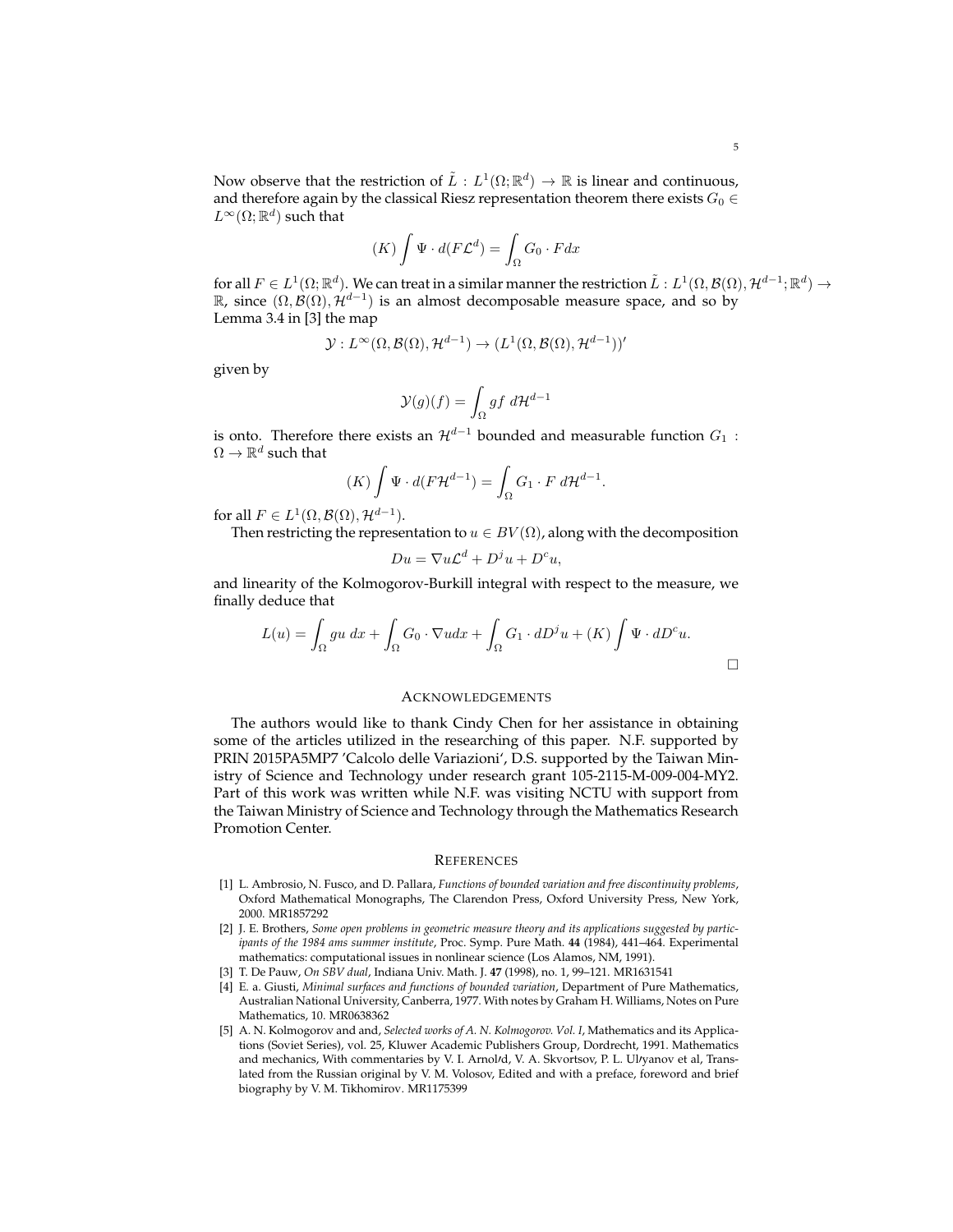Now observe that the restriction of $\tilde{L} : L^1(\Omega; \mathbb{R}^d) \to \mathbb{R}$ is linear and continuous, and therefore again by the classical Riesz representation theorem there exists $G_0 \in L^\infty(\Omega; \mathbb{R}^d)$ such that

$$(K) \int \Psi \cdot d(F\mathcal{L}^d) = \int_\Omega G_0 \cdot F dx$$

for all $F \in L^1(\Omega; \mathbb{R}^d)$. We can treat in a similar manner the restriction $\tilde{L} : L^1(\Omega, \mathcal{B}(\Omega), \mathcal{H}^{d-1}; \mathbb{R}^d) \to \mathbb{R}$, since $(\Omega, \mathcal{B}(\Omega), \mathcal{H}^{d-1})$ is an almost decomposable measure space, and so by Lemma 3.4 in [3] the map

$$\mathcal{Y} : L^\infty(\Omega, \mathcal{B}(\Omega), \mathcal{H}^{d-1}) \to (L^1(\Omega, \mathcal{B}(\Omega), \mathcal{H}^{d-1}))'$$

given by

$$\mathcal{Y}(g)(f) = \int_\Omega gf \; d\mathcal{H}^{d-1}$$

is onto. Therefore there exists an $\mathcal{H}^{d-1}$ bounded and measurable function $G_1 : \Omega \to \mathbb{R}^d$ such that

$$(K) \int \Psi \cdot d(F\mathcal{H}^{d-1}) = \int_\Omega G_1 \cdot F \; d\mathcal{H}^{d-1}.$$

for all $F \in L^1(\Omega, \mathcal{B}(\Omega), \mathcal{H}^{d-1})$.

Then restricting the representation to $u \in BV(\Omega)$, along with the decomposition

$$Du = \nabla u \mathcal{L}^d + D^j u + D^c u,$$

and linearity of the Kolmogorov-Burkill integral with respect to the measure, we finally deduce that

$$L(u) = \int_\Omega gu \; dx + \int_\Omega G_0 \cdot \nabla u dx + \int_\Omega G_1 \cdot dD^j u + (K) \int \Psi \cdot dD^c u.$$

□

## Acknowledgements

The authors would like to thank Cindy Chen for her assistance in obtaining some of the articles utilized in the researching of this paper. N.F. supported by PRIN 2015PA5MP7 'Calcolo delle Variazioni', D.S. supported by the Taiwan Ministry of Science and Technology under research grant 105-2115-M-009-004-MY2. Part of this work was written while N.F. was visiting NCTU with support from the Taiwan Ministry of Science and Technology through the Mathematics Research Promotion Center.

## References

[1] L. Ambrosio, N. Fusco, and D. Pallara, *Functions of bounded variation and free discontinuity problems*, Oxford Mathematical Monographs, The Clarendon Press, Oxford University Press, New York, 2000. MR1857292

[2] J. E. Brothers, *Some open problems in geometric measure theory and its applications suggested by participants of the 1984 ams summer institute*, Proc. Symp. Pure Math. **44** (1984), 441–464. Experimental mathematics: computational issues in nonlinear science (Los Alamos, NM, 1991).

[3] T. De Pauw, *On SBV dual*, Indiana Univ. Math. J. **47** (1998), no. 1, 99–121. MR1631541

[4] E. a. Giusti, *Minimal surfaces and functions of bounded variation*, Department of Pure Mathematics, Australian National University, Canberra, 1977. With notes by Graham H. Williams, Notes on Pure Mathematics, 10. MR0638362

[5] A. N. Kolmogorov and and, *Selected works of A. N. Kolmogorov. Vol. I*, Mathematics and its Applications (Soviet Series), vol. 25, Kluwer Academic Publishers Group, Dordrecht, 1991. Mathematics and mechanics, With commentaries by V. I. Arnolʹd, V. A. Skvortsov, P. L. Ulʹyanov et al, Translated from the Russian original by V. M. Volosov, Edited and with a preface, foreword and brief biography by V. M. Tikhomirov. MR1175399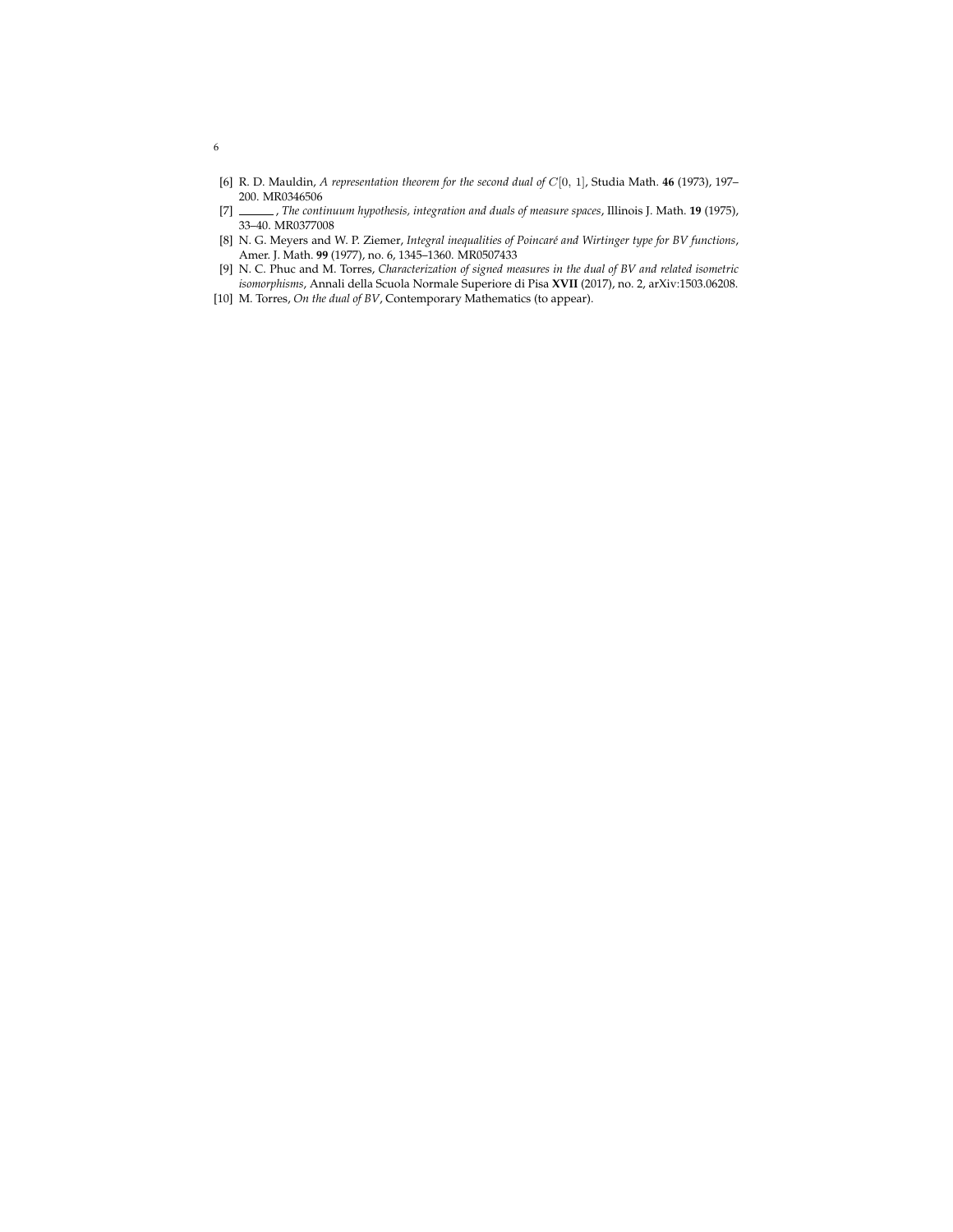[6] R. D. Mauldin, *A representation theorem for the second dual of $C[0,\,1]$*, Studia Math. **46** (1973), 197–200. MR0346506

[7] ______ , *The continuum hypothesis, integration and duals of measure spaces*, Illinois J. Math. **19** (1975), 33–40. MR0377008

[8] N. G. Meyers and W. P. Ziemer, *Integral inequalities of Poincaré and Wirtinger type for BV functions*, Amer. J. Math. **99** (1977), no. 6, 1345–1360. MR0507433

[9] N. C. Phuc and M. Torres, *Characterization of signed measures in the dual of BV and related isometric isomorphisms*, Annali della Scuola Normale Superiore di Pisa **XVII** (2017), no. 2, arXiv:1503.06208.

[10] M. Torres, *On the dual of $BV$*, Contemporary Mathematics (to appear).